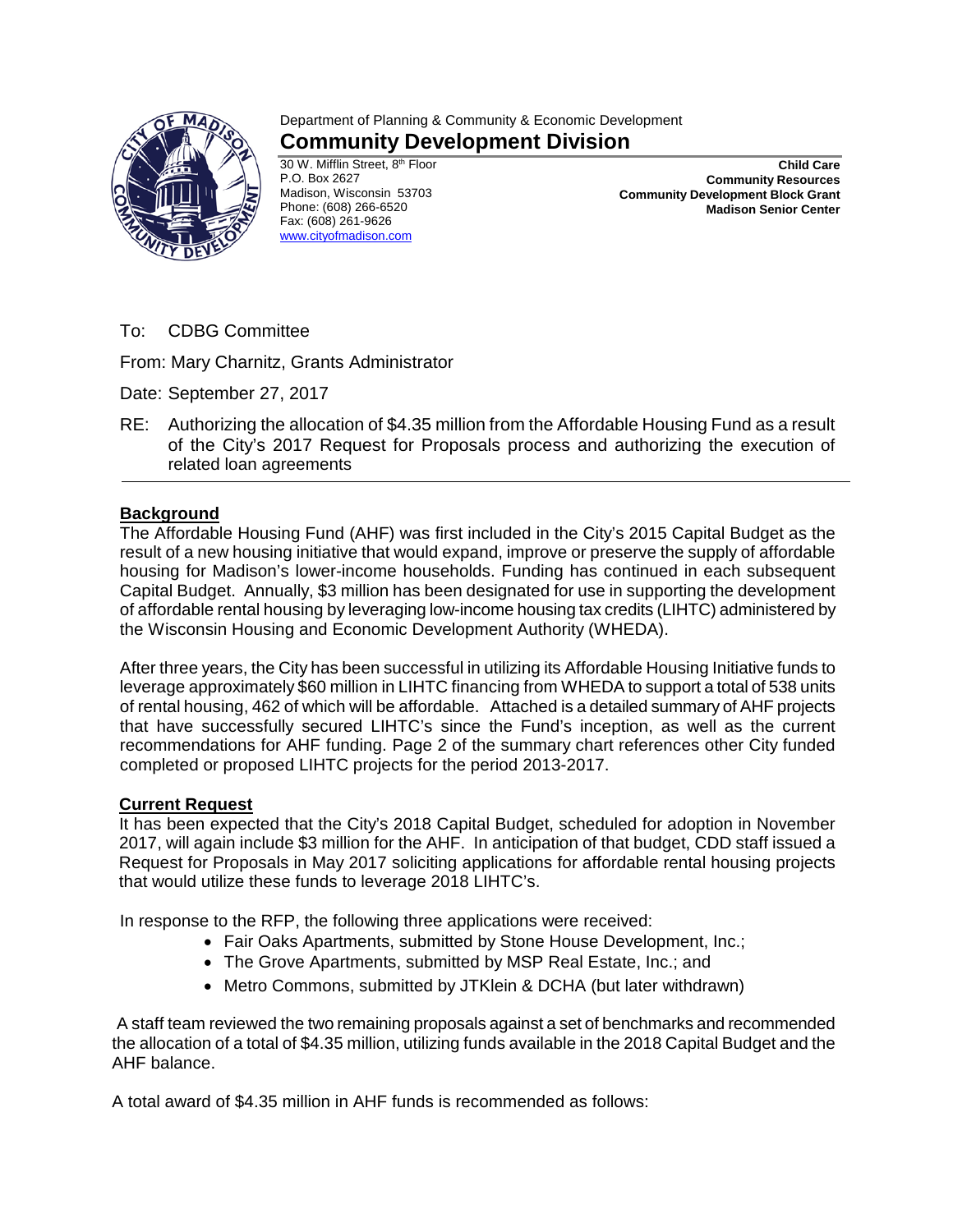Department of Planning & Community & Economic Development

# Community Development Division

30 W. Mifflin Street, 8th Floor
P.O. Box 2627
Madison, Wisconsin 53703
Phone: (608) 266-6520
Fax: (608) 261-9626
www.cityofmadison.com

**Child Care**
**Community Resources**
**Community Development Block Grant**
**Madison Senior Center**

To: CDBG Committee

From: Mary Charnitz, Grants Administrator

Date: September 27, 2017

RE: Authorizing the allocation of $4.35 million from the Affordable Housing Fund as a result of the City's 2017 Request for Proposals process and authorizing the execution of related loan agreements

---

**Background**

The Affordable Housing Fund (AHF) was first included in the City's 2015 Capital Budget as the result of a new housing initiative that would expand, improve or preserve the supply of affordable housing for Madison's lower-income households. Funding has continued in each subsequent Capital Budget. Annually, $3 million has been designated for use in supporting the development of affordable rental housing by leveraging low-income housing tax credits (LIHTC) administered by the Wisconsin Housing and Economic Development Authority (WHEDA).

After three years, the City has been successful in utilizing its Affordable Housing Initiative funds to leverage approximately $60 million in LIHTC financing from WHEDA to support a total of 538 units of rental housing, 462 of which will be affordable. Attached is a detailed summary of AHF projects that have successfully secured LIHTC's since the Fund's inception, as well as the current recommendations for AHF funding. Page 2 of the summary chart references other City funded completed or proposed LIHTC projects for the period 2013-2017.

**Current Request**

It has been expected that the City's 2018 Capital Budget, scheduled for adoption in November 2017, will again include $3 million for the AHF. In anticipation of that budget, CDD staff issued a Request for Proposals in May 2017 soliciting applications for affordable rental housing projects that would utilize these funds to leverage 2018 LIHTC's.

In response to the RFP, the following three applications were received:

- Fair Oaks Apartments, submitted by Stone House Development, Inc.;
- The Grove Apartments, submitted by MSP Real Estate, Inc.; and
- Metro Commons, submitted by JTKlein & DCHA (but later withdrawn)

A staff team reviewed the two remaining proposals against a set of benchmarks and recommended the allocation of a total of $4.35 million, utilizing funds available in the 2018 Capital Budget and the AHF balance.

A total award of $4.35 million in AHF funds is recommended as follows: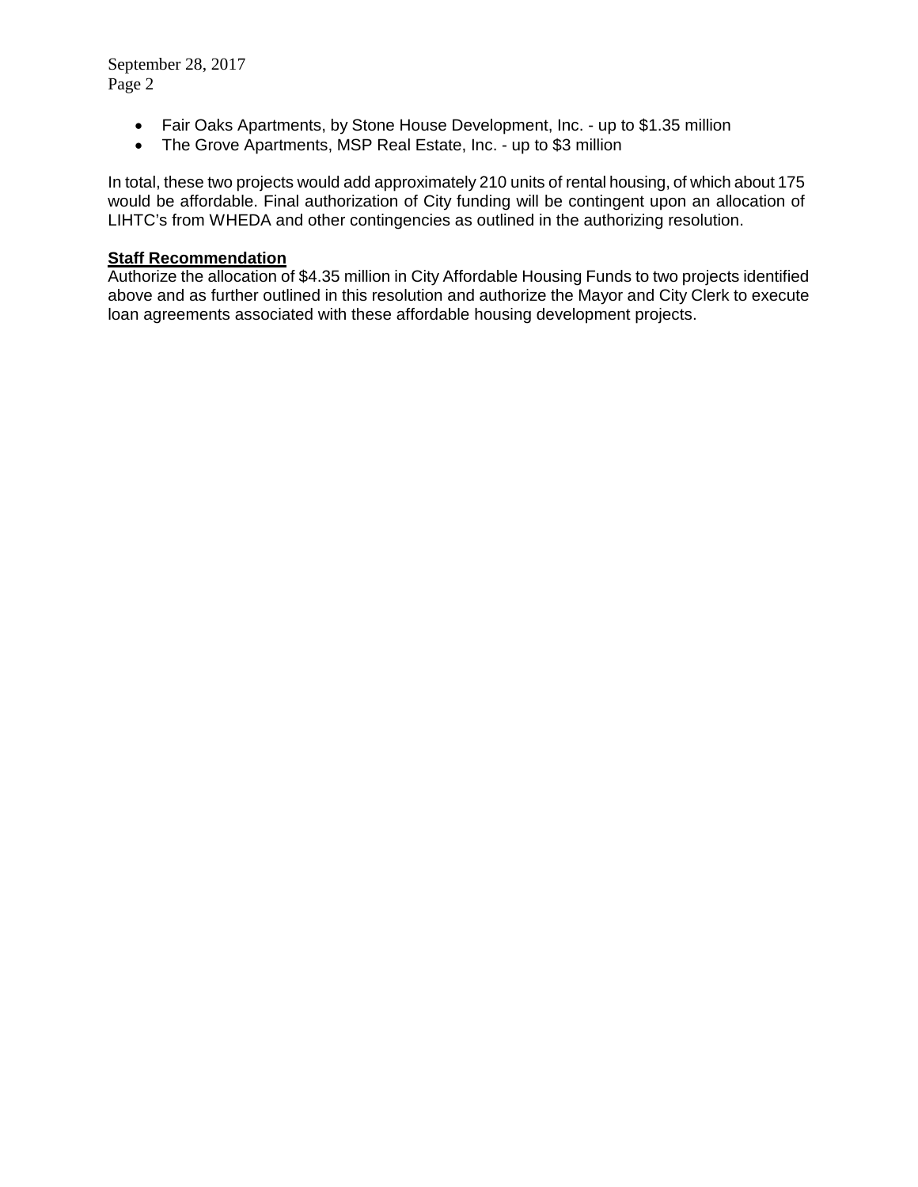- Fair Oaks Apartments, by Stone House Development, Inc. - up to $1.35 million
- The Grove Apartments, MSP Real Estate, Inc. - up to $3 million

In total, these two projects would add approximately 210 units of rental housing, of which about 175 would be affordable. Final authorization of City funding will be contingent upon an allocation of LIHTC's from WHEDA and other contingencies as outlined in the authorizing resolution.

**Staff Recommendation**

Authorize the allocation of $4.35 million in City Affordable Housing Funds to two projects identified above and as further outlined in this resolution and authorize the Mayor and City Clerk to execute loan agreements associated with these affordable housing development projects.